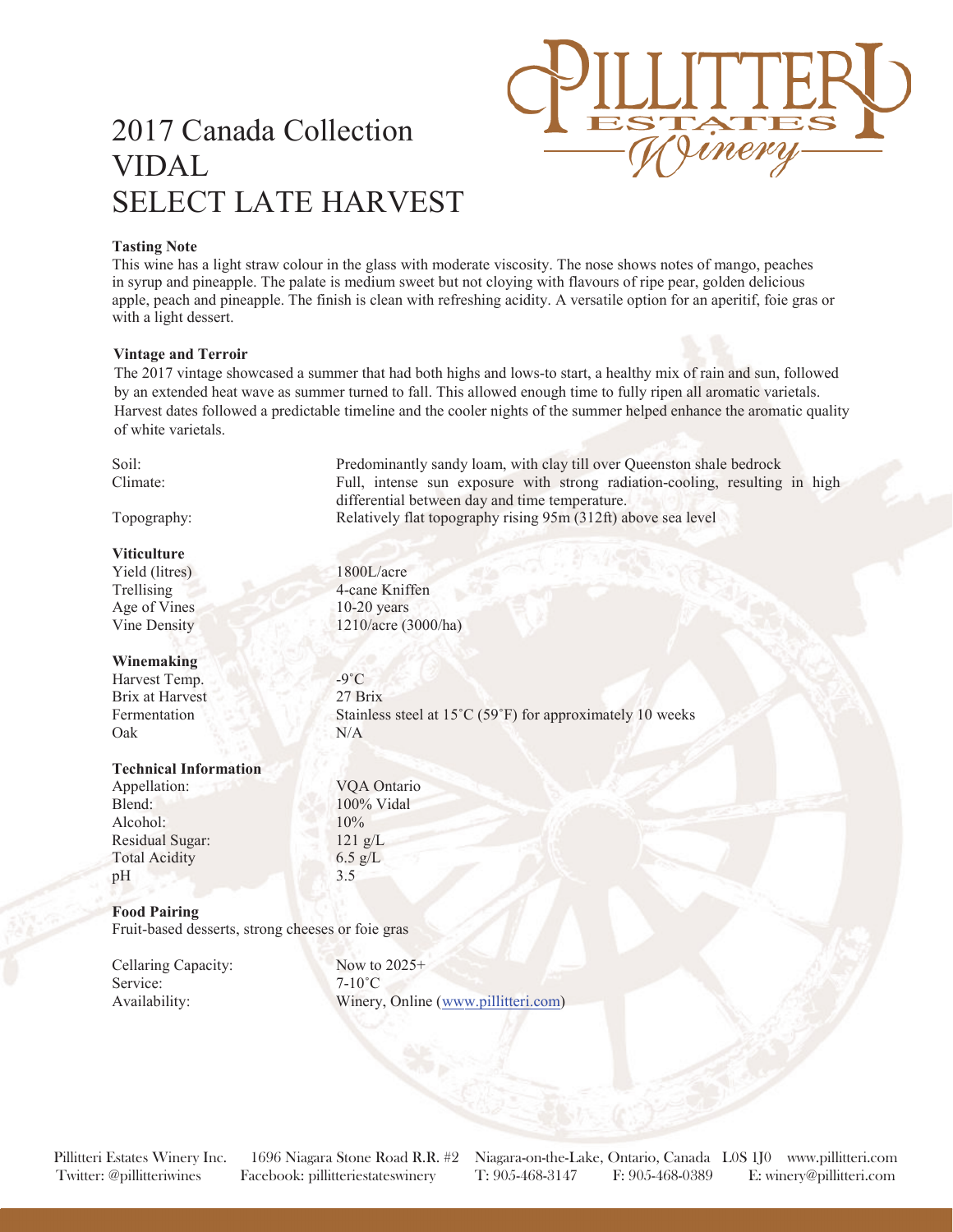# 2017 Canada Collection VIDAL SELECT LATE HARVEST

### Tasting Note

This wine has a light straw colour in the glass with moderate viscosity. The nose shows notes of mango, peaches in syrup and pineapple. The palate is medium sweet but not cloying with flavours of ripe pear, golden delicious apple, peach and pineapple. The finish is clean with refreshing acidity. A versatile option for an aperitif, foie gras or with a light dessert.

### Vintage and Terroir

The 2017 vintage showcased a summer that had both highs and lows-to start, a healthy mix of rain and sun, followed by an extended heat wave as summer turned to fall. This allowed enough time to fully ripen all aromatic varietals. Harvest dates followed a predictable timeline and the cooler nights of the summer helped enhance the aromatic quality of white varietals.

| | |
|---|---|
| Soil: | Predominantly sandy loam, with clay till over Queenston shale bedrock |
| Climate: | Full, intense sun exposure with strong radiation-cooling, resulting in high differential between day and time temperature. |
| Topography: | Relatively flat topography rising 95m (312ft) above sea level |

### Viticulture

| | |
|---|---|
| Yield (litres) | 1800L/acre |
| Trellising | 4-cane Kniffen |
| Age of Vines | 10-20 years |
| Vine Density | 1210/acre (3000/ha) |

### Winemaking

| | |
|---|---|
| Harvest Temp. | -9˚C |
| Brix at Harvest | 27 Brix |
| Fermentation | Stainless steel at 15˚C (59˚F) for approximately 10 weeks |
| Oak | N/A |

### Technical Information

| | |
|---|---|
| Appellation: | VQA Ontario |
| Blend: | 100% Vidal |
| Alcohol: | 10% |
| Residual Sugar: | 121 g/L |
| Total Acidity | 6.5 g/L |
| pH | 3.5 |

### Food Pairing

Fruit-based desserts, strong cheeses or foie gras

| | |
|---|---|
| Cellaring Capacity: | Now to 2025+ |
| Service: | 7-10˚C |
| Availability: | Winery, Online (www.pillitteri.com) |

Pillitteri Estates Winery Inc. 1696 Niagara Stone Road R.R. #2 Niagara-on-the-Lake, Ontario, Canada L0S 1J0 www.pillitteri.com
Twitter: @pillitteriwines Facebook: pillitteriestateswinery T: 905-468-3147 F: 905-468-0389 E: winery@pillitteri.com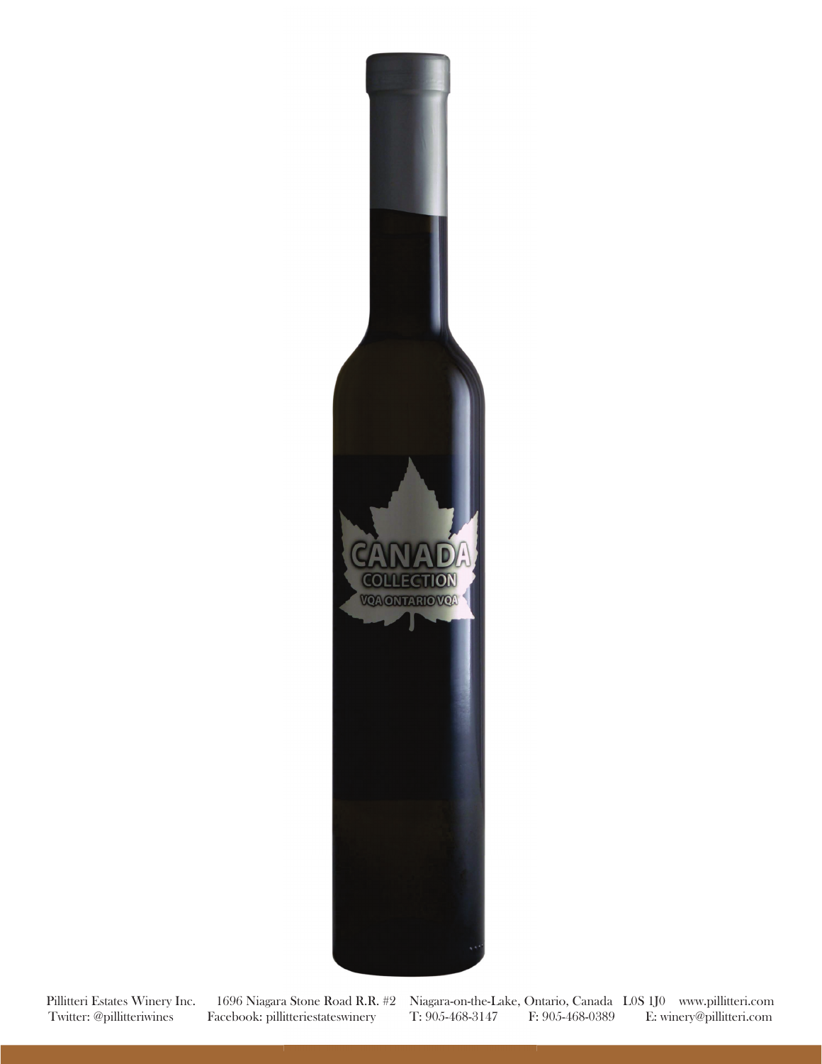Pillitteri Estates Winery Inc. 1696 Niagara Stone Road R.R. #2 Niagara-on-the-Lake, Ontario, Canada L0S 1J0 www.pillitteri.com
Twitter: @pillitteriwines Facebook: pillitteriestateswinery T: 905-468-3147 F: 905-468-0389 E: winery@pillitteri.com